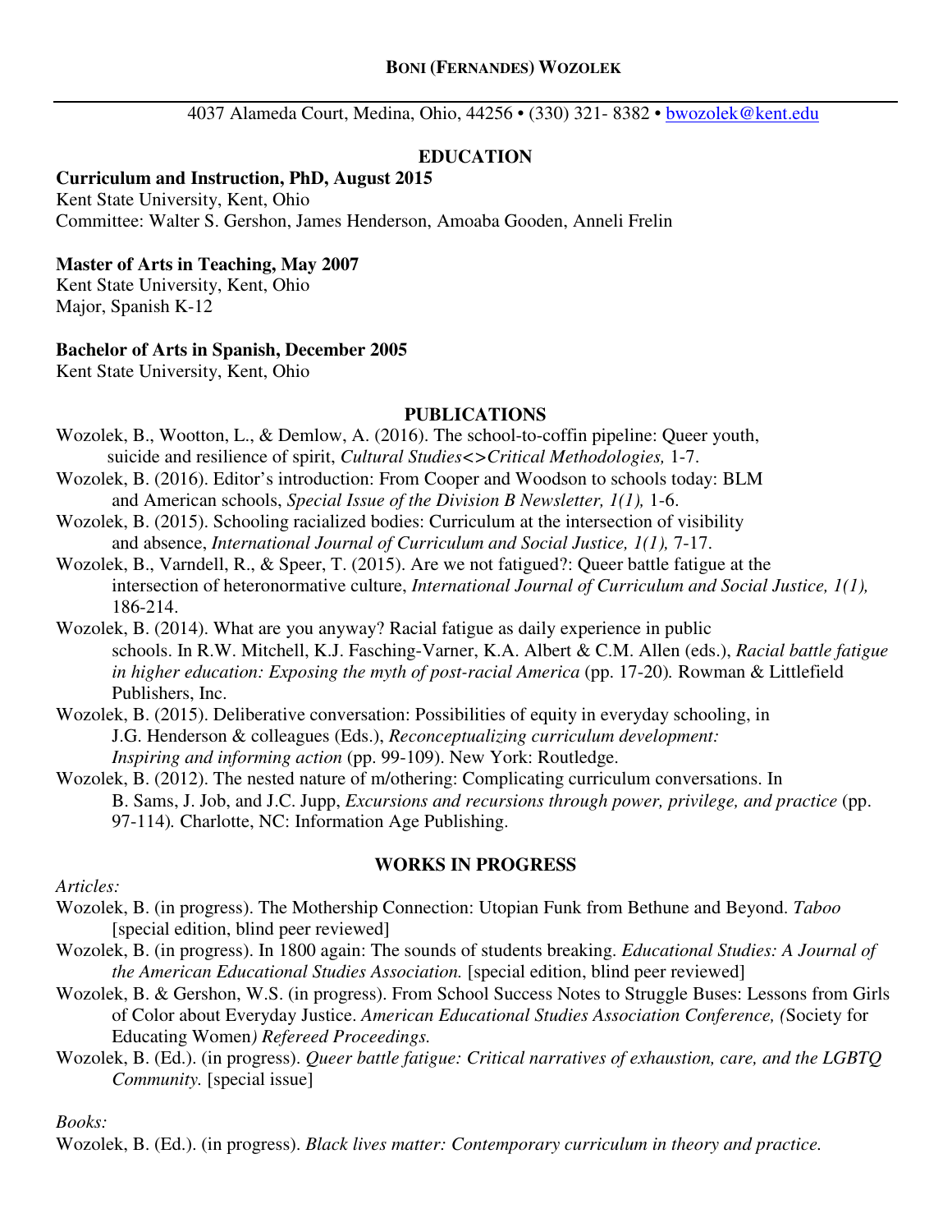# **BONI (FERNANDES) WOZOLEK**

4037 Alameda Court, Medina, Ohio, 44256 • (330) 321- 8382 • bwozolek@kent.edu

## EDUCATION

**Curriculum and Instruction, PhD, August 2015**
Kent State University, Kent, Ohio
Committee: Walter S. Gershon, James Henderson, Amoaba Gooden, Anneli Frelin

**Master of Arts in Teaching, May 2007**
Kent State University, Kent, Ohio
Major, Spanish K-12

**Bachelor of Arts in Spanish, December 2005**
Kent State University, Kent, Ohio

## PUBLICATIONS

Wozolek, B., Wootton, L., & Demlow, A. (2016). The school-to-coffin pipeline: Queer youth, suicide and resilience of spirit, *Cultural Studies<>Critical Methodologies,* 1-7.

Wozolek, B. (2016). Editor's introduction: From Cooper and Woodson to schools today: BLM and American schools, *Special Issue of the Division B Newsletter, 1(1),* 1-6.

Wozolek, B. (2015). Schooling racialized bodies: Curriculum at the intersection of visibility and absence, *International Journal of Curriculum and Social Justice, 1(1),* 7-17.

Wozolek, B., Varndell, R., & Speer, T. (2015). Are we not fatigued?: Queer battle fatigue at the intersection of heteronormative culture, *International Journal of Curriculum and Social Justice, 1(1),* 186-214.

Wozolek, B. (2014). What are you anyway? Racial fatigue as daily experience in public schools. In R.W. Mitchell, K.J. Fasching-Varner, K.A. Albert & C.M. Allen (eds.), *Racial battle fatigue in higher education: Exposing the myth of post-racial America* (pp. 17-20)*.* Rowman & Littlefield Publishers, Inc.

Wozolek, B. (2015). Deliberative conversation: Possibilities of equity in everyday schooling, in J.G. Henderson & colleagues (Eds.), *Reconceptualizing curriculum development: Inspiring and informing action* (pp. 99-109). New York: Routledge.

Wozolek, B. (2012). The nested nature of m/othering: Complicating curriculum conversations. In B. Sams, J. Job, and J.C. Jupp, *Excursions and recursions through power, privilege, and practice* (pp. 97-114)*.* Charlotte, NC: Information Age Publishing.

## WORKS IN PROGRESS

*Articles:*

Wozolek, B. (in progress). The Mothership Connection: Utopian Funk from Bethune and Beyond. *Taboo* [special edition, blind peer reviewed]

Wozolek, B. (in progress). In 1800 again: The sounds of students breaking. *Educational Studies: A Journal of the American Educational Studies Association.* [special edition, blind peer reviewed]

Wozolek, B. & Gershon, W.S. (in progress). From School Success Notes to Struggle Buses: Lessons from Girls of Color about Everyday Justice. *American Educational Studies Association Conference, (*Society for Educating Women*) Refereed Proceedings.*

Wozolek, B. (Ed.). (in progress). *Queer battle fatigue: Critical narratives of exhaustion, care, and the LGBTQ Community.* [special issue]

*Books:*

Wozolek, B. (Ed.). (in progress). *Black lives matter: Contemporary curriculum in theory and practice.*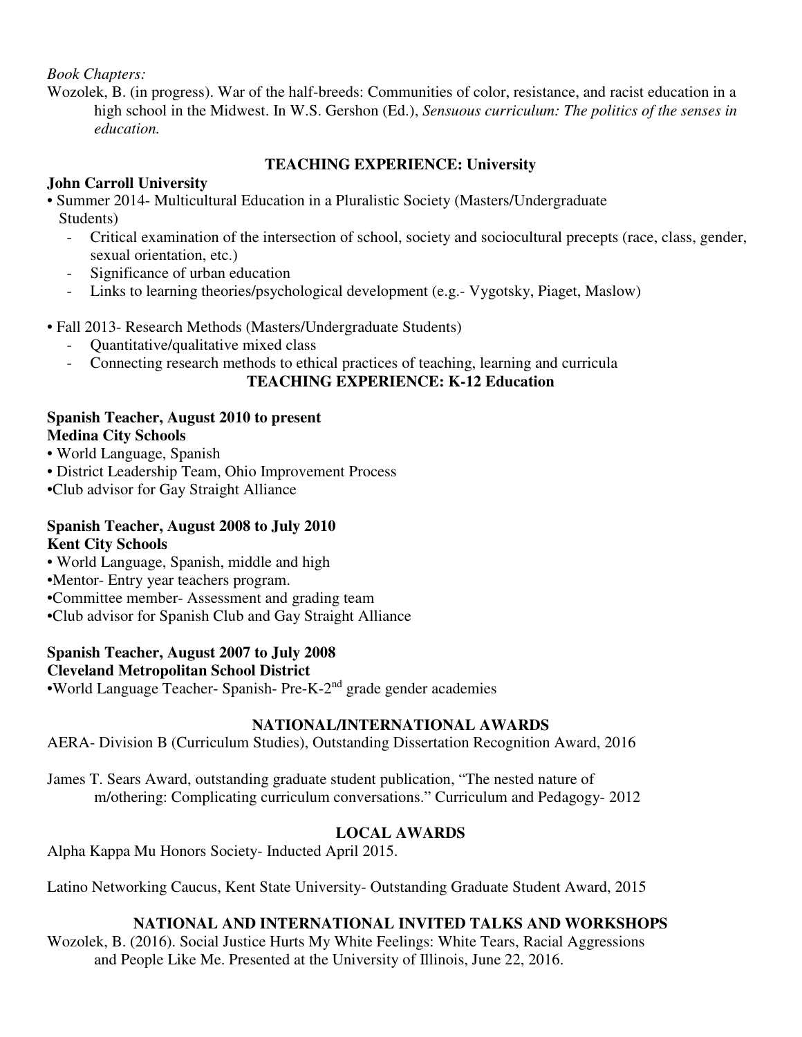*Book Chapters:*

Wozolek, B. (in progress). War of the half-breeds: Communities of color, resistance, and racist education in a high school in the Midwest. In W.S. Gershon (Ed.), *Sensuous curriculum: The politics of the senses in education.*

## TEACHING EXPERIENCE: University

**John Carroll University**

- Summer 2014- Multicultural Education in a Pluralistic Society (Masters/Undergraduate Students)
  - Critical examination of the intersection of school, society and sociocultural precepts (race, class, gender, sexual orientation, etc.)
  - Significance of urban education
  - Links to learning theories/psychological development (e.g.- Vygotsky, Piaget, Maslow)
- Fall 2013- Research Methods (Masters/Undergraduate Students)
  - Quantitative/qualitative mixed class
  - Connecting research methods to ethical practices of teaching, learning and curricula

## TEACHING EXPERIENCE: K-12 Education

**Spanish Teacher, August 2010 to present**
**Medina City Schools**

- World Language, Spanish
- District Leadership Team, Ohio Improvement Process
- Club advisor for Gay Straight Alliance

**Spanish Teacher, August 2008 to July 2010**
**Kent City Schools**

- World Language, Spanish, middle and high
- Mentor- Entry year teachers program.
- Committee member- Assessment and grading team
- Club advisor for Spanish Club and Gay Straight Alliance

**Spanish Teacher, August 2007 to July 2008**
**Cleveland Metropolitan School District**

- World Language Teacher- Spanish- Pre-K-2nd grade gender academies

## NATIONAL/INTERNATIONAL AWARDS

AERA- Division B (Curriculum Studies), Outstanding Dissertation Recognition Award, 2016

James T. Sears Award, outstanding graduate student publication, "The nested nature of m/othering: Complicating curriculum conversations." Curriculum and Pedagogy- 2012

## LOCAL AWARDS

Alpha Kappa Mu Honors Society- Inducted April 2015.

Latino Networking Caucus, Kent State University- Outstanding Graduate Student Award, 2015

## NATIONAL AND INTERNATIONAL INVITED TALKS AND WORKSHOPS

Wozolek, B. (2016). Social Justice Hurts My White Feelings: White Tears, Racial Aggressions and People Like Me. Presented at the University of Illinois, June 22, 2016.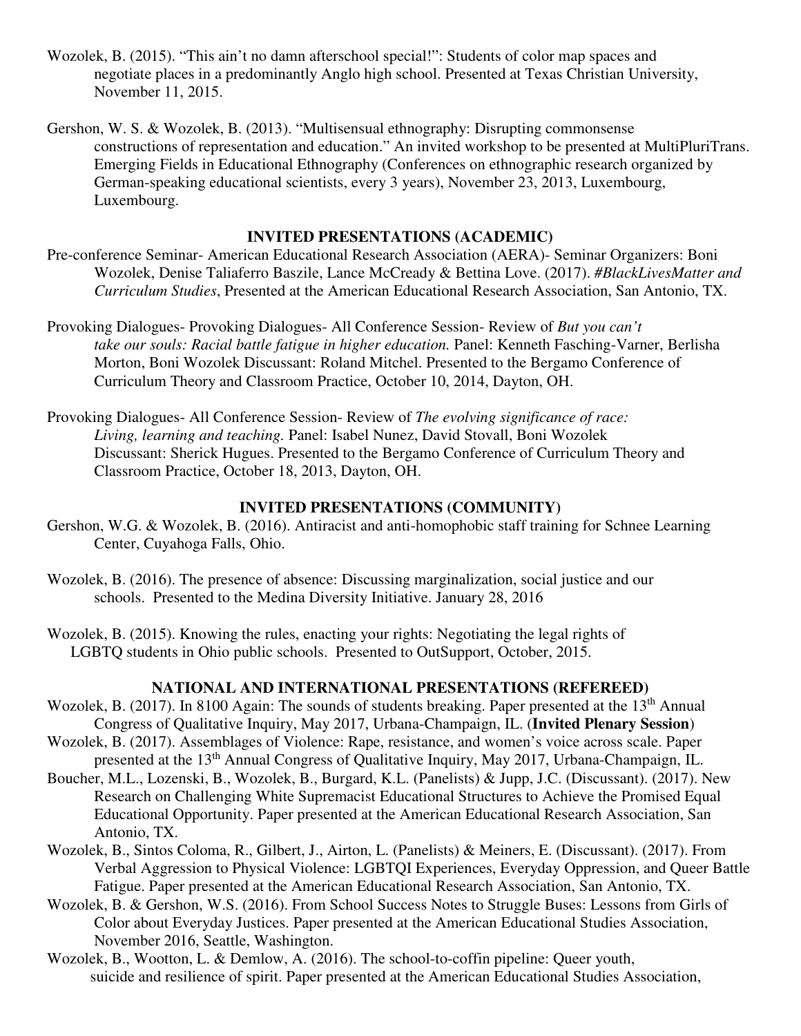Wozolek, B. (2015). “This ain’t no damn afterschool special!”: Students of color map spaces and negotiate places in a predominantly Anglo high school. Presented at Texas Christian University, November 11, 2015.

Gershon, W. S. & Wozolek, B. (2013). “Multisensual ethnography: Disrupting commonsense constructions of representation and education.” An invited workshop to be presented at MultiPluriTrans. Emerging Fields in Educational Ethnography (Conferences on ethnographic research organized by German-speaking educational scientists, every 3 years), November 23, 2013, Luxembourg, Luxembourg.

## INVITED PRESENTATIONS (ACADEMIC)

Pre-conference Seminar- American Educational Research Association (AERA)- Seminar Organizers: Boni Wozolek, Denise Taliaferro Baszile, Lance McCready & Bettina Love. (2017). *#BlackLivesMatter and Curriculum Studies*, Presented at the American Educational Research Association, San Antonio, TX.

Provoking Dialogues- Provoking Dialogues- All Conference Session- Review of *But you can’t take our souls: Racial battle fatigue in higher education.* Panel: Kenneth Fasching-Varner, Berlisha Morton, Boni Wozolek Discussant: Roland Mitchel. Presented to the Bergamo Conference of Curriculum Theory and Classroom Practice, October 10, 2014, Dayton, OH.

Provoking Dialogues- All Conference Session- Review of *The evolving significance of race: Living, learning and teaching.* Panel: Isabel Nunez, David Stovall, Boni Wozolek Discussant: Sherick Hugues. Presented to the Bergamo Conference of Curriculum Theory and Classroom Practice, October 18, 2013, Dayton, OH.

## INVITED PRESENTATIONS (COMMUNITY)

Gershon, W.G. & Wozolek, B. (2016). Antiracist and anti-homophobic staff training for Schnee Learning Center, Cuyahoga Falls, Ohio.

Wozolek, B. (2016). The presence of absence: Discussing marginalization, social justice and our schools. Presented to the Medina Diversity Initiative. January 28, 2016

Wozolek, B. (2015). Knowing the rules, enacting your rights: Negotiating the legal rights of LGBTQ students in Ohio public schools. Presented to OutSupport, October, 2015.

## NATIONAL AND INTERNATIONAL PRESENTATIONS (REFEREED)

Wozolek, B. (2017). In 8100 Again: The sounds of students breaking. Paper presented at the 13th Annual Congress of Qualitative Inquiry, May 2017, Urbana-Champaign, IL. (**Invited Plenary Session**)

Wozolek, B. (2017). Assemblages of Violence: Rape, resistance, and women’s voice across scale. Paper presented at the 13th Annual Congress of Qualitative Inquiry, May 2017, Urbana-Champaign, IL.

Boucher, M.L., Lozenski, B., Wozolek, B., Burgard, K.L. (Panelists) & Jupp, J.C. (Discussant). (2017). New Research on Challenging White Supremacist Educational Structures to Achieve the Promised Equal Educational Opportunity. Paper presented at the American Educational Research Association, San Antonio, TX.

Wozolek, B., Sintos Coloma, R., Gilbert, J., Airton, L. (Panelists) & Meiners, E. (Discussant). (2017). From Verbal Aggression to Physical Violence: LGBTQI Experiences, Everyday Oppression, and Queer Battle Fatigue. Paper presented at the American Educational Research Association, San Antonio, TX.

Wozolek, B. & Gershon, W.S. (2016). From School Success Notes to Struggle Buses: Lessons from Girls of Color about Everyday Justices. Paper presented at the American Educational Studies Association, November 2016, Seattle, Washington.

Wozolek, B., Wootton, L. & Demlow, A. (2016). The school-to-coffin pipeline: Queer youth, suicide and resilience of spirit. Paper presented at the American Educational Studies Association,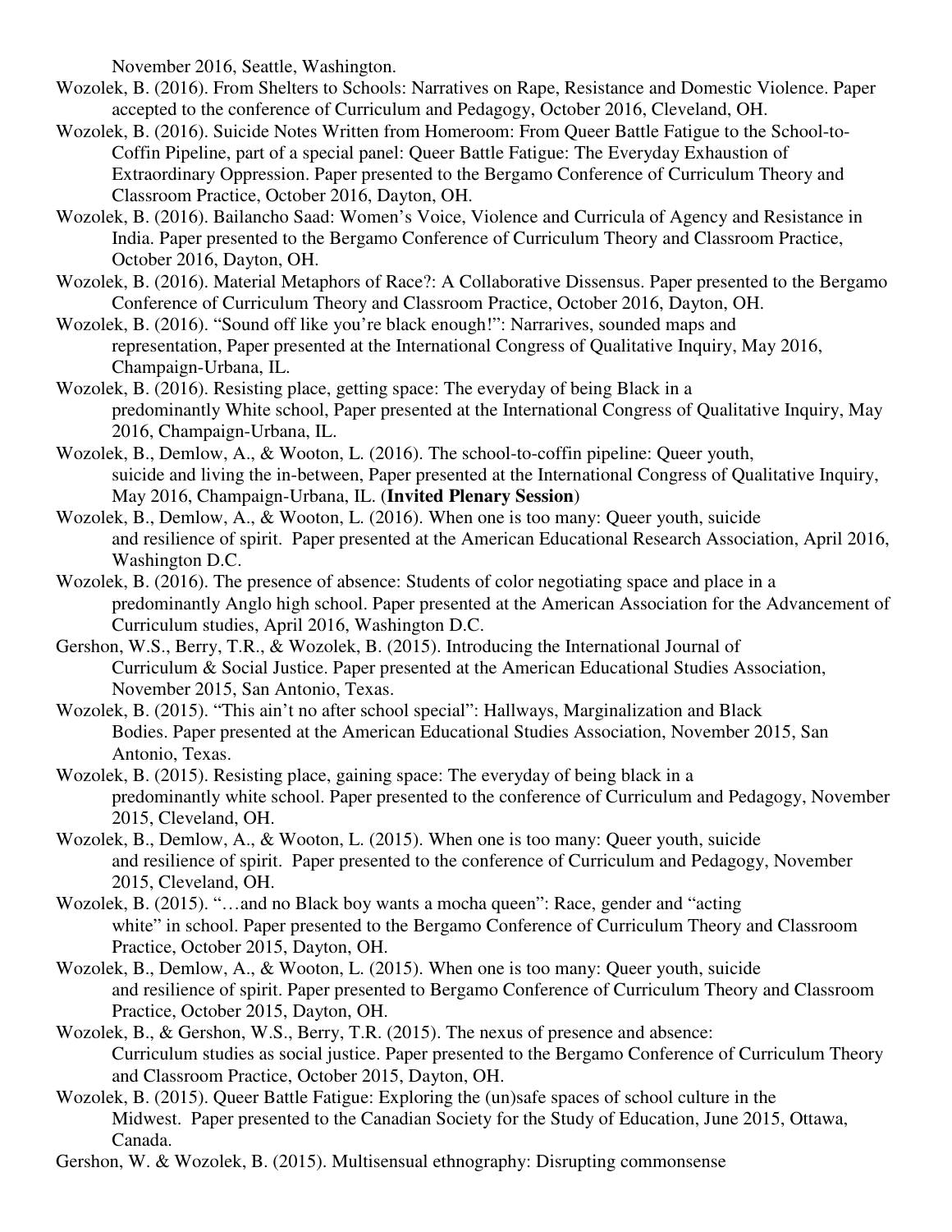November 2016, Seattle, Washington.

Wozolek, B. (2016). From Shelters to Schools: Narratives on Rape, Resistance and Domestic Violence. Paper accepted to the conference of Curriculum and Pedagogy, October 2016, Cleveland, OH.

Wozolek, B. (2016). Suicide Notes Written from Homeroom: From Queer Battle Fatigue to the School-to-Coffin Pipeline, part of a special panel: Queer Battle Fatigue: The Everyday Exhaustion of Extraordinary Oppression. Paper presented to the Bergamo Conference of Curriculum Theory and Classroom Practice, October 2016, Dayton, OH.

Wozolek, B. (2016). Bailancho Saad: Women's Voice, Violence and Curricula of Agency and Resistance in India. Paper presented to the Bergamo Conference of Curriculum Theory and Classroom Practice, October 2016, Dayton, OH.

Wozolek, B. (2016). Material Metaphors of Race?: A Collaborative Dissensus. Paper presented to the Bergamo Conference of Curriculum Theory and Classroom Practice, October 2016, Dayton, OH.

Wozolek, B. (2016). "Sound off like you're black enough!": Narrarives, sounded maps and representation, Paper presented at the International Congress of Qualitative Inquiry, May 2016, Champaign-Urbana, IL.

Wozolek, B. (2016). Resisting place, getting space: The everyday of being Black in a predominantly White school, Paper presented at the International Congress of Qualitative Inquiry, May 2016, Champaign-Urbana, IL.

Wozolek, B., Demlow, A., & Wooton, L. (2016). The school-to-coffin pipeline: Queer youth, suicide and living the in-between, Paper presented at the International Congress of Qualitative Inquiry, May 2016, Champaign-Urbana, IL. (**Invited Plenary Session**)

Wozolek, B., Demlow, A., & Wooton, L. (2016). When one is too many: Queer youth, suicide and resilience of spirit. Paper presented at the American Educational Research Association, April 2016, Washington D.C.

Wozolek, B. (2016). The presence of absence: Students of color negotiating space and place in a predominantly Anglo high school. Paper presented at the American Association for the Advancement of Curriculum studies, April 2016, Washington D.C.

Gershon, W.S., Berry, T.R., & Wozolek, B. (2015). Introducing the International Journal of Curriculum & Social Justice. Paper presented at the American Educational Studies Association, November 2015, San Antonio, Texas.

Wozolek, B. (2015). "This ain't no after school special": Hallways, Marginalization and Black Bodies. Paper presented at the American Educational Studies Association, November 2015, San Antonio, Texas.

Wozolek, B. (2015). Resisting place, gaining space: The everyday of being black in a predominantly white school. Paper presented to the conference of Curriculum and Pedagogy, November 2015, Cleveland, OH.

Wozolek, B., Demlow, A., & Wooton, L. (2015). When one is too many: Queer youth, suicide and resilience of spirit. Paper presented to the conference of Curriculum and Pedagogy, November 2015, Cleveland, OH.

Wozolek, B. (2015). "…and no Black boy wants a mocha queen": Race, gender and "acting white" in school. Paper presented to the Bergamo Conference of Curriculum Theory and Classroom Practice, October 2015, Dayton, OH.

Wozolek, B., Demlow, A., & Wooton, L. (2015). When one is too many: Queer youth, suicide and resilience of spirit. Paper presented to Bergamo Conference of Curriculum Theory and Classroom Practice, October 2015, Dayton, OH.

Wozolek, B., & Gershon, W.S., Berry, T.R. (2015). The nexus of presence and absence: Curriculum studies as social justice. Paper presented to the Bergamo Conference of Curriculum Theory and Classroom Practice, October 2015, Dayton, OH.

Wozolek, B. (2015). Queer Battle Fatigue: Exploring the (un)safe spaces of school culture in the Midwest. Paper presented to the Canadian Society for the Study of Education, June 2015, Ottawa, Canada.

Gershon, W. & Wozolek, B. (2015). Multisensual ethnography: Disrupting commonsense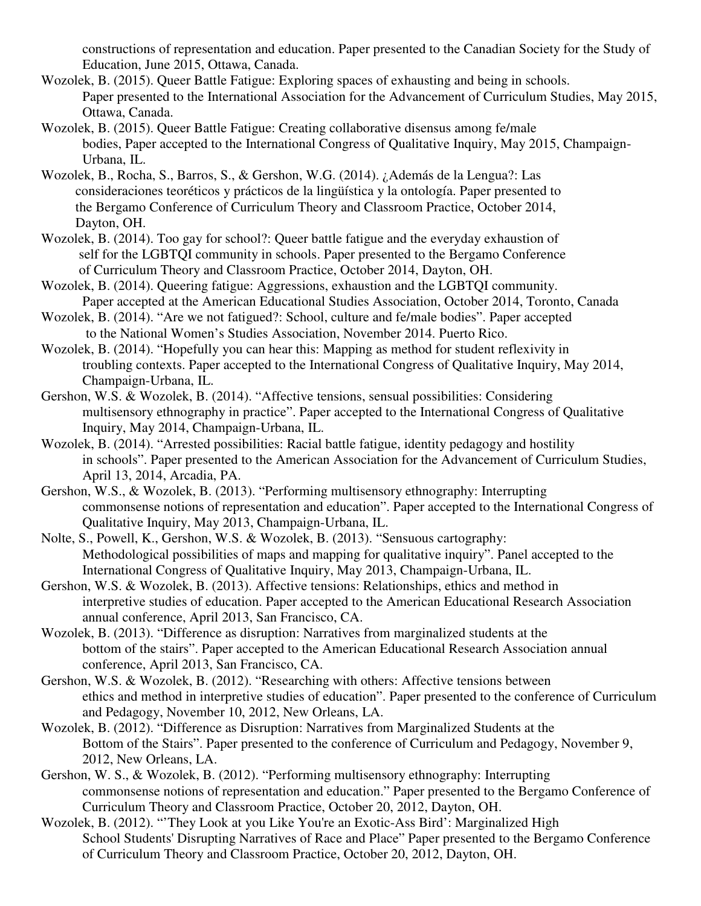constructions of representation and education. Paper presented to the Canadian Society for the Study of Education, June 2015, Ottawa, Canada.

Wozolek, B. (2015). Queer Battle Fatigue: Exploring spaces of exhausting and being in schools. Paper presented to the International Association for the Advancement of Curriculum Studies, May 2015, Ottawa, Canada.

Wozolek, B. (2015). Queer Battle Fatigue: Creating collaborative disensus among fe/male bodies, Paper accepted to the International Congress of Qualitative Inquiry, May 2015, Champaign-Urbana, IL.

Wozolek, B., Rocha, S., Barros, S., & Gershon, W.G. (2014). ¿Además de la Lengua?: Las consideraciones teoréticos y prácticos de la lingüística y la ontología. Paper presented to the Bergamo Conference of Curriculum Theory and Classroom Practice, October 2014, Dayton, OH.

Wozolek, B. (2014). Too gay for school?: Queer battle fatigue and the everyday exhaustion of self for the LGBTQI community in schools. Paper presented to the Bergamo Conference of Curriculum Theory and Classroom Practice, October 2014, Dayton, OH.

Wozolek, B. (2014). Queering fatigue: Aggressions, exhaustion and the LGBTQI community. Paper accepted at the American Educational Studies Association, October 2014, Toronto, Canada

Wozolek, B. (2014). "Are we not fatigued?: School, culture and fe/male bodies". Paper accepted to the National Women's Studies Association, November 2014. Puerto Rico.

Wozolek, B. (2014). "Hopefully you can hear this: Mapping as method for student reflexivity in troubling contexts. Paper accepted to the International Congress of Qualitative Inquiry, May 2014, Champaign-Urbana, IL.

Gershon, W.S. & Wozolek, B. (2014). "Affective tensions, sensual possibilities: Considering multisensory ethnography in practice". Paper accepted to the International Congress of Qualitative Inquiry, May 2014, Champaign-Urbana, IL.

Wozolek, B. (2014). "Arrested possibilities: Racial battle fatigue, identity pedagogy and hostility in schools". Paper presented to the American Association for the Advancement of Curriculum Studies, April 13, 2014, Arcadia, PA.

Gershon, W.S., & Wozolek, B. (2013). "Performing multisensory ethnography: Interrupting commonsense notions of representation and education". Paper accepted to the International Congress of Qualitative Inquiry, May 2013, Champaign-Urbana, IL.

Nolte, S., Powell, K., Gershon, W.S. & Wozolek, B. (2013). "Sensuous cartography: Methodological possibilities of maps and mapping for qualitative inquiry". Panel accepted to the International Congress of Qualitative Inquiry, May 2013, Champaign-Urbana, IL.

Gershon, W.S. & Wozolek, B. (2013). Affective tensions: Relationships, ethics and method in interpretive studies of education. Paper accepted to the American Educational Research Association annual conference, April 2013, San Francisco, CA.

Wozolek, B. (2013). "Difference as disruption: Narratives from marginalized students at the bottom of the stairs". Paper accepted to the American Educational Research Association annual conference, April 2013, San Francisco, CA.

Gershon, W.S. & Wozolek, B. (2012). "Researching with others: Affective tensions between ethics and method in interpretive studies of education". Paper presented to the conference of Curriculum and Pedagogy, November 10, 2012, New Orleans, LA.

Wozolek, B. (2012). "Difference as Disruption: Narratives from Marginalized Students at the Bottom of the Stairs". Paper presented to the conference of Curriculum and Pedagogy, November 9, 2012, New Orleans, LA.

Gershon, W. S., & Wozolek, B. (2012). "Performing multisensory ethnography: Interrupting commonsense notions of representation and education." Paper presented to the Bergamo Conference of Curriculum Theory and Classroom Practice, October 20, 2012, Dayton, OH.

Wozolek, B. (2012). "'They Look at you Like You're an Exotic-Ass Bird': Marginalized High School Students' Disrupting Narratives of Race and Place" Paper presented to the Bergamo Conference of Curriculum Theory and Classroom Practice, October 20, 2012, Dayton, OH.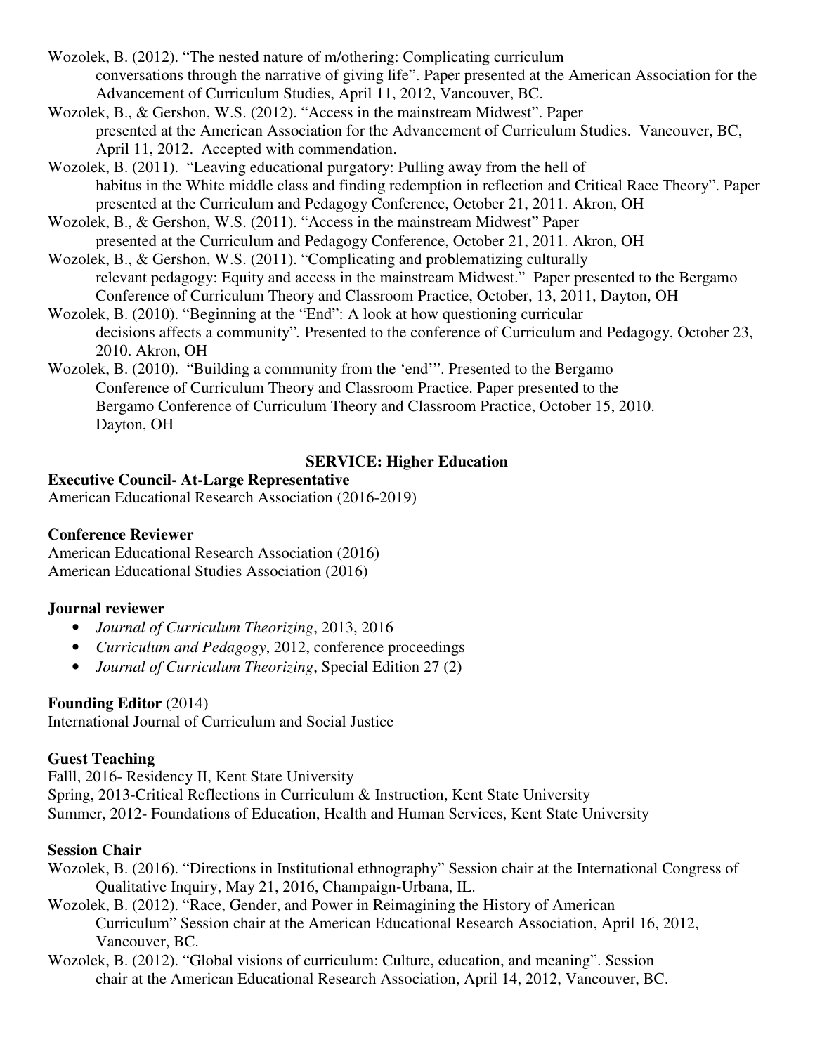Wozolek, B. (2012). "The nested nature of m/othering: Complicating curriculum conversations through the narrative of giving life". Paper presented at the American Association for the Advancement of Curriculum Studies, April 11, 2012, Vancouver, BC.

Wozolek, B., & Gershon, W.S. (2012). "Access in the mainstream Midwest". Paper presented at the American Association for the Advancement of Curriculum Studies. Vancouver, BC, April 11, 2012. Accepted with commendation.

Wozolek, B. (2011). "Leaving educational purgatory: Pulling away from the hell of habitus in the White middle class and finding redemption in reflection and Critical Race Theory". Paper presented at the Curriculum and Pedagogy Conference, October 21, 2011. Akron, OH

Wozolek, B., & Gershon, W.S. (2011). "Access in the mainstream Midwest" Paper presented at the Curriculum and Pedagogy Conference, October 21, 2011. Akron, OH

Wozolek, B., & Gershon, W.S. (2011). "Complicating and problematizing culturally relevant pedagogy: Equity and access in the mainstream Midwest." Paper presented to the Bergamo Conference of Curriculum Theory and Classroom Practice, October, 13, 2011, Dayton, OH

Wozolek, B. (2010). "Beginning at the "End": A look at how questioning curricular decisions affects a community". Presented to the conference of Curriculum and Pedagogy, October 23, 2010. Akron, OH

Wozolek, B. (2010). "Building a community from the 'end'". Presented to the Bergamo Conference of Curriculum Theory and Classroom Practice. Paper presented to the Bergamo Conference of Curriculum Theory and Classroom Practice, October 15, 2010. Dayton, OH

## SERVICE: Higher Education

**Executive Council- At-Large Representative**
American Educational Research Association (2016-2019)

**Conference Reviewer**
American Educational Research Association (2016)
American Educational Studies Association (2016)

**Journal reviewer**

- *Journal of Curriculum Theorizing*, 2013, 2016
- *Curriculum and Pedagogy*, 2012, conference proceedings
- *Journal of Curriculum Theorizing*, Special Edition 27 (2)

**Founding Editor** (2014)
International Journal of Curriculum and Social Justice

**Guest Teaching**
Falll, 2016- Residency II, Kent State University
Spring, 2013-Critical Reflections in Curriculum & Instruction, Kent State University
Summer, 2012- Foundations of Education, Health and Human Services, Kent State University

**Session Chair**

Wozolek, B. (2016). "Directions in Institutional ethnography" Session chair at the International Congress of Qualitative Inquiry, May 21, 2016, Champaign-Urbana, IL.

Wozolek, B. (2012). "Race, Gender, and Power in Reimagining the History of American Curriculum" Session chair at the American Educational Research Association, April 16, 2012, Vancouver, BC.

Wozolek, B. (2012). "Global visions of curriculum: Culture, education, and meaning". Session chair at the American Educational Research Association, April 14, 2012, Vancouver, BC.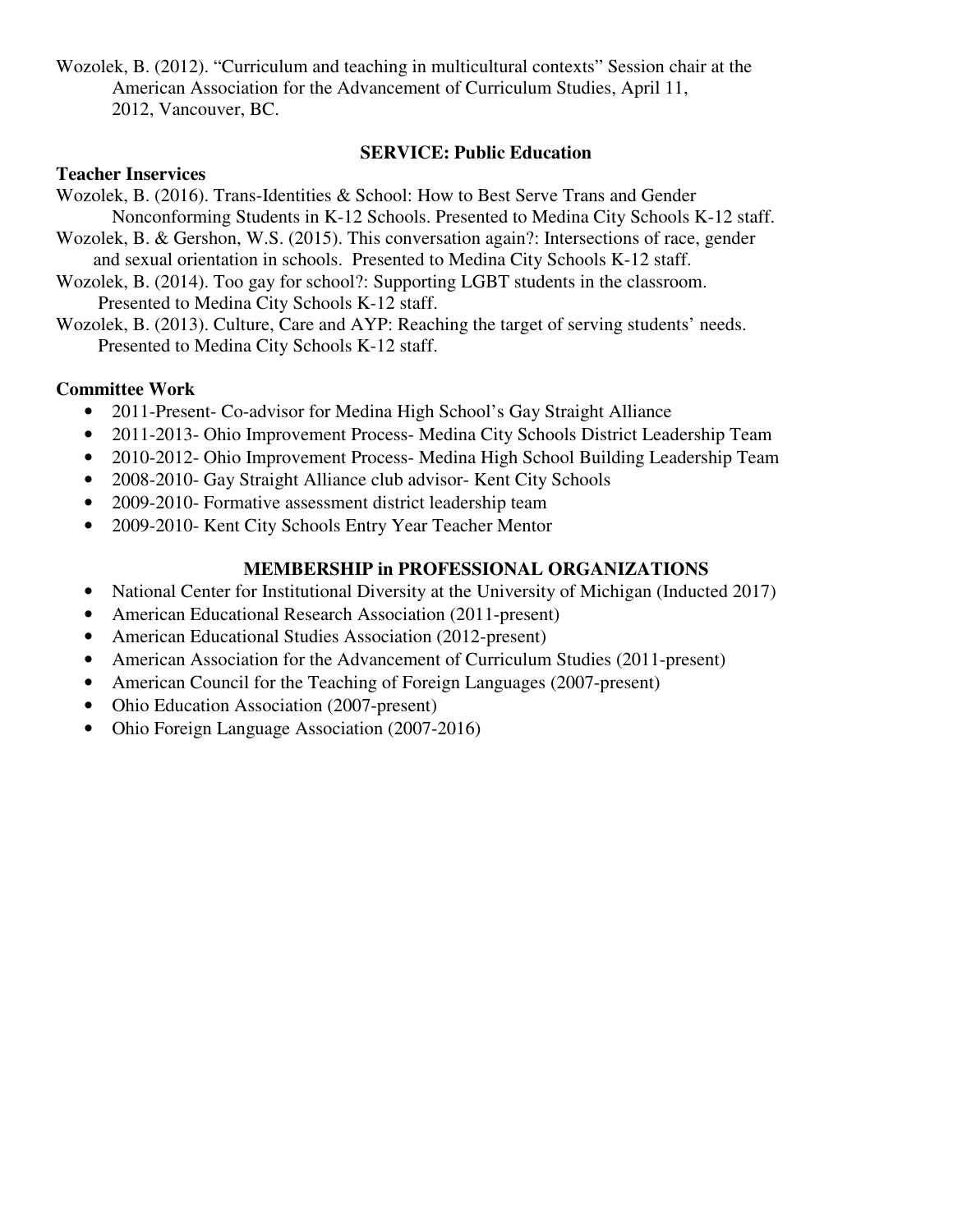Wozolek, B. (2012). “Curriculum and teaching in multicultural contexts” Session chair at the American Association for the Advancement of Curriculum Studies, April 11, 2012, Vancouver, BC.

## SERVICE: Public Education

### Teacher Inservices

Wozolek, B. (2016). Trans-Identities & School: How to Best Serve Trans and Gender Nonconforming Students in K-12 Schools. Presented to Medina City Schools K-12 staff.

Wozolek, B. & Gershon, W.S. (2015). This conversation again?: Intersections of race, gender and sexual orientation in schools. Presented to Medina City Schools K-12 staff.

Wozolek, B. (2014). Too gay for school?: Supporting LGBT students in the classroom. Presented to Medina City Schools K-12 staff.

Wozolek, B. (2013). Culture, Care and AYP: Reaching the target of serving students’ needs. Presented to Medina City Schools K-12 staff.

### Committee Work

- 2011-Present- Co-advisor for Medina High School’s Gay Straight Alliance
- 2011-2013- Ohio Improvement Process- Medina City Schools District Leadership Team
- 2010-2012- Ohio Improvement Process- Medina High School Building Leadership Team
- 2008-2010- Gay Straight Alliance club advisor- Kent City Schools
- 2009-2010- Formative assessment district leadership team
- 2009-2010- Kent City Schools Entry Year Teacher Mentor

## MEMBERSHIP in PROFESSIONAL ORGANIZATIONS

- National Center for Institutional Diversity at the University of Michigan (Inducted 2017)
- American Educational Research Association (2011-present)
- American Educational Studies Association (2012-present)
- American Association for the Advancement of Curriculum Studies (2011-present)
- American Council for the Teaching of Foreign Languages (2007-present)
- Ohio Education Association (2007-present)
- Ohio Foreign Language Association (2007-2016)